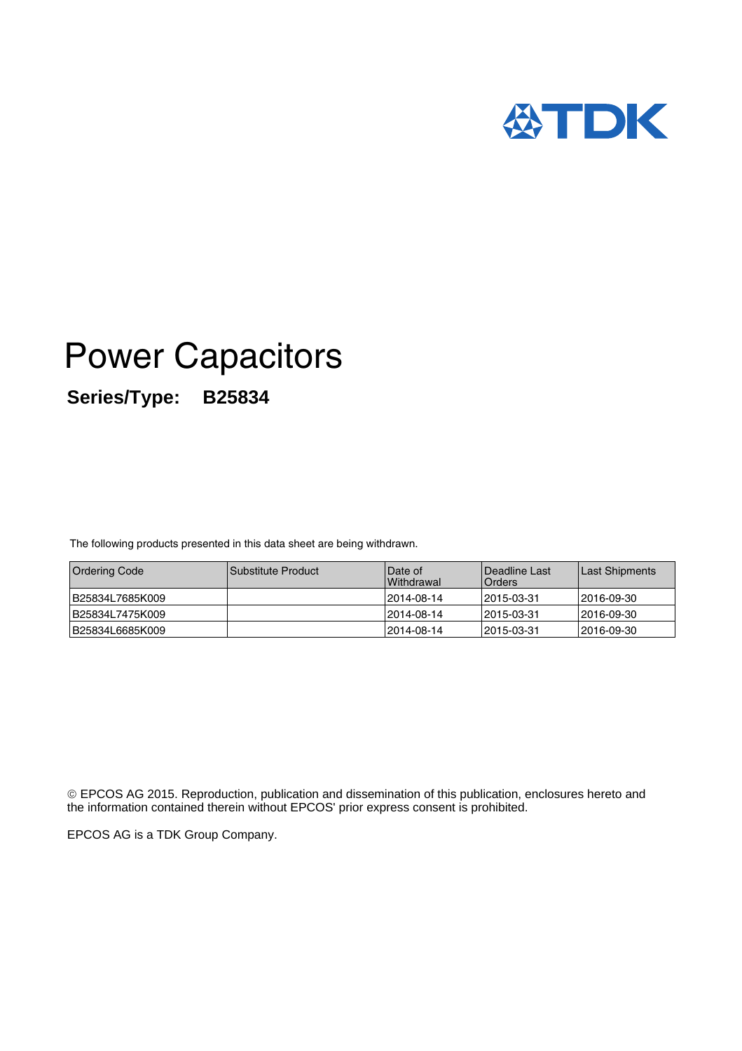TDK

# Power Capacitors

**Series/Type: B25834**

The following products presented in this data sheet are being withdrawn.

| Ordering Code | Substitute Product | Date of Withdrawal | Deadline Last Orders | Last Shipments |
|---|---|---|---|---|
| B25834L7685K009 | | 2014-08-14 | 2015-03-31 | 2016-09-30 |
| B25834L7475K009 | | 2014-08-14 | 2015-03-31 | 2016-09-30 |
| B25834L6685K009 | | 2014-08-14 | 2015-03-31 | 2016-09-30 |

© EPCOS AG 2015. Reproduction, publication and dissemination of this publication, enclosures hereto and the information contained therein without EPCOS' prior express consent is prohibited.

EPCOS AG is a TDK Group Company.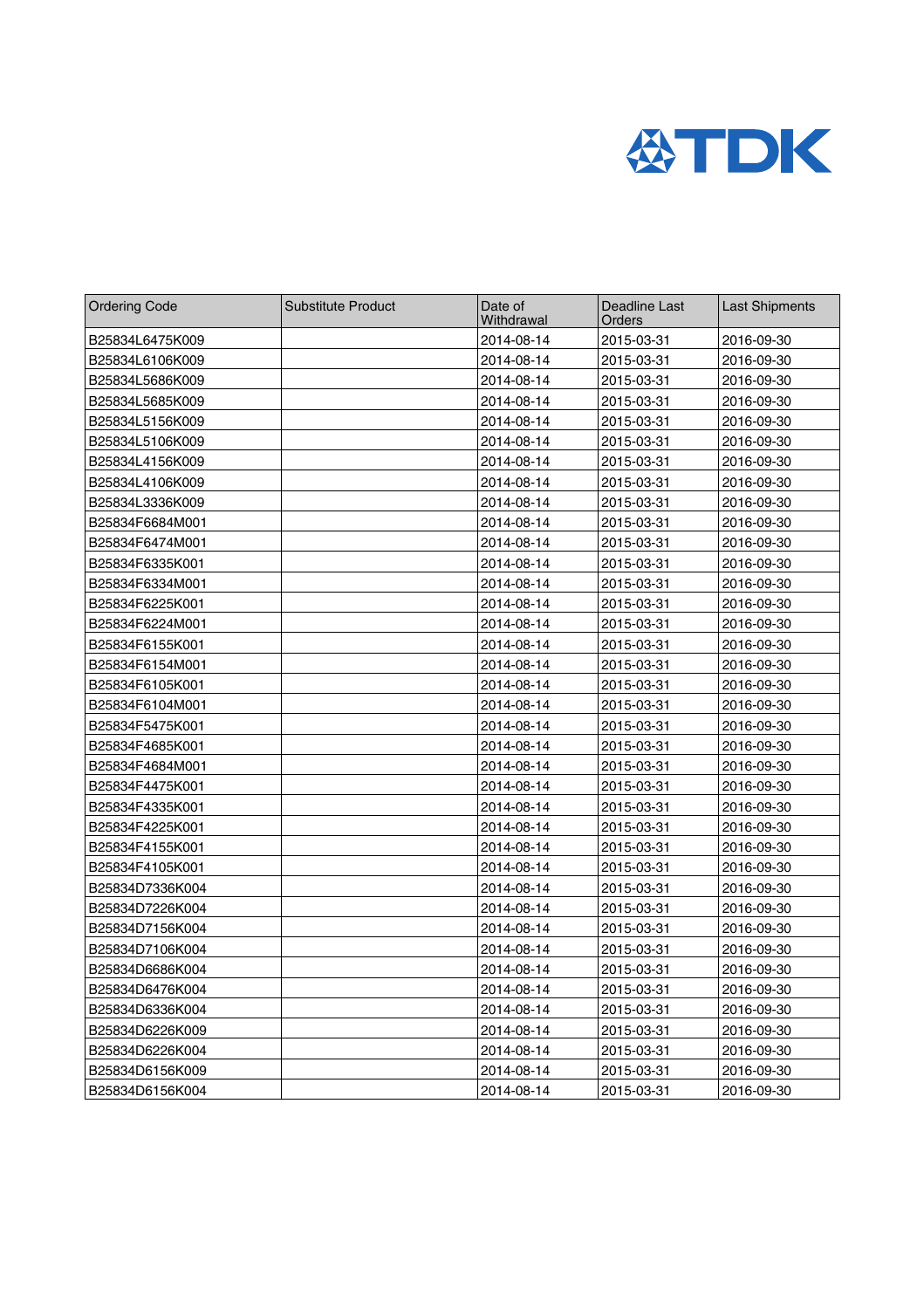| Ordering Code | Substitute Product | Date of Withdrawal | Deadline Last Orders | Last Shipments |
|---|---|---|---|---|
| B25834L6475K009 | | 2014-08-14 | 2015-03-31 | 2016-09-30 |
| B25834L6106K009 | | 2014-08-14 | 2015-03-31 | 2016-09-30 |
| B25834L5686K009 | | 2014-08-14 | 2015-03-31 | 2016-09-30 |
| B25834L5685K009 | | 2014-08-14 | 2015-03-31 | 2016-09-30 |
| B25834L5156K009 | | 2014-08-14 | 2015-03-31 | 2016-09-30 |
| B25834L5106K009 | | 2014-08-14 | 2015-03-31 | 2016-09-30 |
| B25834L4156K009 | | 2014-08-14 | 2015-03-31 | 2016-09-30 |
| B25834L4106K009 | | 2014-08-14 | 2015-03-31 | 2016-09-30 |
| B25834L3336K009 | | 2014-08-14 | 2015-03-31 | 2016-09-30 |
| B25834F6684M001 | | 2014-08-14 | 2015-03-31 | 2016-09-30 |
| B25834F6474M001 | | 2014-08-14 | 2015-03-31 | 2016-09-30 |
| B25834F6335K001 | | 2014-08-14 | 2015-03-31 | 2016-09-30 |
| B25834F6334M001 | | 2014-08-14 | 2015-03-31 | 2016-09-30 |
| B25834F6225K001 | | 2014-08-14 | 2015-03-31 | 2016-09-30 |
| B25834F6224M001 | | 2014-08-14 | 2015-03-31 | 2016-09-30 |
| B25834F6155K001 | | 2014-08-14 | 2015-03-31 | 2016-09-30 |
| B25834F6154M001 | | 2014-08-14 | 2015-03-31 | 2016-09-30 |
| B25834F6105K001 | | 2014-08-14 | 2015-03-31 | 2016-09-30 |
| B25834F6104M001 | | 2014-08-14 | 2015-03-31 | 2016-09-30 |
| B25834F5475K001 | | 2014-08-14 | 2015-03-31 | 2016-09-30 |
| B25834F4685K001 | | 2014-08-14 | 2015-03-31 | 2016-09-30 |
| B25834F4684M001 | | 2014-08-14 | 2015-03-31 | 2016-09-30 |
| B25834F4475K001 | | 2014-08-14 | 2015-03-31 | 2016-09-30 |
| B25834F4335K001 | | 2014-08-14 | 2015-03-31 | 2016-09-30 |
| B25834F4225K001 | | 2014-08-14 | 2015-03-31 | 2016-09-30 |
| B25834F4155K001 | | 2014-08-14 | 2015-03-31 | 2016-09-30 |
| B25834F4105K001 | | 2014-08-14 | 2015-03-31 | 2016-09-30 |
| B25834D7336K004 | | 2014-08-14 | 2015-03-31 | 2016-09-30 |
| B25834D7226K004 | | 2014-08-14 | 2015-03-31 | 2016-09-30 |
| B25834D7156K004 | | 2014-08-14 | 2015-03-31 | 2016-09-30 |
| B25834D7106K004 | | 2014-08-14 | 2015-03-31 | 2016-09-30 |
| B25834D6686K004 | | 2014-08-14 | 2015-03-31 | 2016-09-30 |
| B25834D6476K004 | | 2014-08-14 | 2015-03-31 | 2016-09-30 |
| B25834D6336K004 | | 2014-08-14 | 2015-03-31 | 2016-09-30 |
| B25834D6226K009 | | 2014-08-14 | 2015-03-31 | 2016-09-30 |
| B25834D6226K004 | | 2014-08-14 | 2015-03-31 | 2016-09-30 |
| B25834D6156K009 | | 2014-08-14 | 2015-03-31 | 2016-09-30 |
| B25834D6156K004 | | 2014-08-14 | 2015-03-31 | 2016-09-30 |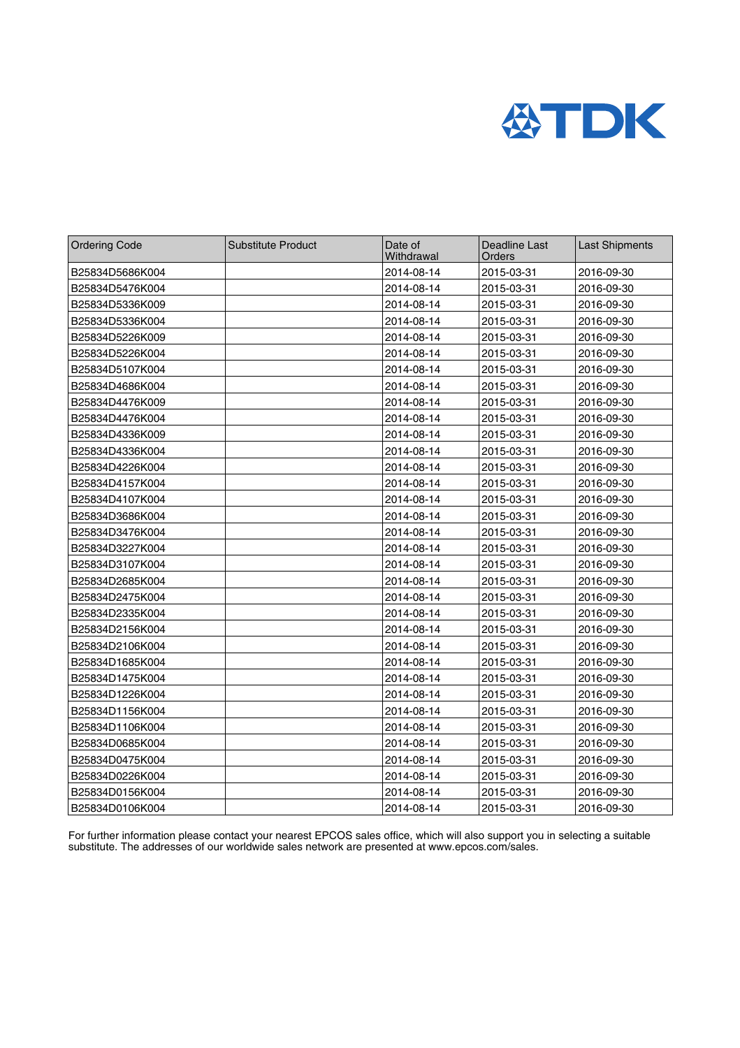| Ordering Code | Substitute Product | Date of Withdrawal | Deadline Last Orders | Last Shipments |
|---|---|---|---|---|
| B25834D5686K004 | | 2014-08-14 | 2015-03-31 | 2016-09-30 |
| B25834D5476K004 | | 2014-08-14 | 2015-03-31 | 2016-09-30 |
| B25834D5336K009 | | 2014-08-14 | 2015-03-31 | 2016-09-30 |
| B25834D5336K004 | | 2014-08-14 | 2015-03-31 | 2016-09-30 |
| B25834D5226K009 | | 2014-08-14 | 2015-03-31 | 2016-09-30 |
| B25834D5226K004 | | 2014-08-14 | 2015-03-31 | 2016-09-30 |
| B25834D5107K004 | | 2014-08-14 | 2015-03-31 | 2016-09-30 |
| B25834D4686K004 | | 2014-08-14 | 2015-03-31 | 2016-09-30 |
| B25834D4476K009 | | 2014-08-14 | 2015-03-31 | 2016-09-30 |
| B25834D4476K004 | | 2014-08-14 | 2015-03-31 | 2016-09-30 |
| B25834D4336K009 | | 2014-08-14 | 2015-03-31 | 2016-09-30 |
| B25834D4336K004 | | 2014-08-14 | 2015-03-31 | 2016-09-30 |
| B25834D4226K004 | | 2014-08-14 | 2015-03-31 | 2016-09-30 |
| B25834D4157K004 | | 2014-08-14 | 2015-03-31 | 2016-09-30 |
| B25834D4107K004 | | 2014-08-14 | 2015-03-31 | 2016-09-30 |
| B25834D3686K004 | | 2014-08-14 | 2015-03-31 | 2016-09-30 |
| B25834D3476K004 | | 2014-08-14 | 2015-03-31 | 2016-09-30 |
| B25834D3227K004 | | 2014-08-14 | 2015-03-31 | 2016-09-30 |
| B25834D3107K004 | | 2014-08-14 | 2015-03-31 | 2016-09-30 |
| B25834D2685K004 | | 2014-08-14 | 2015-03-31 | 2016-09-30 |
| B25834D2475K004 | | 2014-08-14 | 2015-03-31 | 2016-09-30 |
| B25834D2335K004 | | 2014-08-14 | 2015-03-31 | 2016-09-30 |
| B25834D2156K004 | | 2014-08-14 | 2015-03-31 | 2016-09-30 |
| B25834D2106K004 | | 2014-08-14 | 2015-03-31 | 2016-09-30 |
| B25834D1685K004 | | 2014-08-14 | 2015-03-31 | 2016-09-30 |
| B25834D1475K004 | | 2014-08-14 | 2015-03-31 | 2016-09-30 |
| B25834D1226K004 | | 2014-08-14 | 2015-03-31 | 2016-09-30 |
| B25834D1156K004 | | 2014-08-14 | 2015-03-31 | 2016-09-30 |
| B25834D1106K004 | | 2014-08-14 | 2015-03-31 | 2016-09-30 |
| B25834D0685K004 | | 2014-08-14 | 2015-03-31 | 2016-09-30 |
| B25834D0475K004 | | 2014-08-14 | 2015-03-31 | 2016-09-30 |
| B25834D0226K004 | | 2014-08-14 | 2015-03-31 | 2016-09-30 |
| B25834D0156K004 | | 2014-08-14 | 2015-03-31 | 2016-09-30 |
| B25834D0106K004 | | 2014-08-14 | 2015-03-31 | 2016-09-30 |

For further information please contact your nearest EPCOS sales office, which will also support you in selecting a suitable substitute. The addresses of our worldwide sales network are presented at www.epcos.com/sales.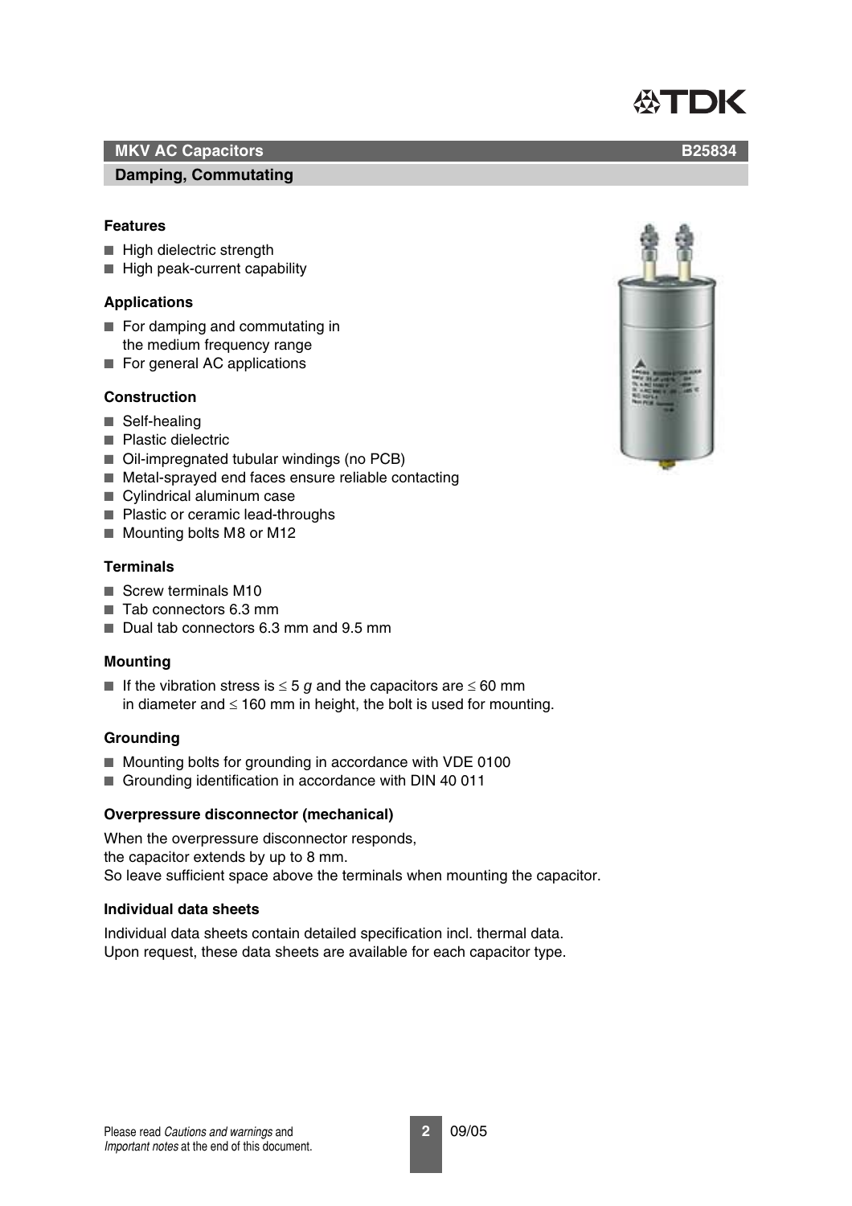## MKV AC Capacitors B25834

### Damping, Commutating

#### Features

- High dielectric strength
- High peak-current capability

#### Applications

- For damping and commutating in the medium frequency range
- For general AC applications

#### Construction

- Self-healing
- Plastic dielectric
- Oil-impregnated tubular windings (no PCB)
- Metal-sprayed end faces ensure reliable contacting
- Cylindrical aluminum case
- Plastic or ceramic lead-throughs
- Mounting bolts M8 or M12

#### Terminals

- Screw terminals M10
- Tab connectors 6.3 mm
- Dual tab connectors 6.3 mm and 9.5 mm

#### Mounting

- If the vibration stress is ≤ 5 *g* and the capacitors are ≤ 60 mm in diameter and ≤ 160 mm in height, the bolt is used for mounting.

#### Grounding

- Mounting bolts for grounding in accordance with VDE 0100
- Grounding identification in accordance with DIN 40 011

#### Overpressure disconnector (mechanical)

When the overpressure disconnector responds,
the capacitor extends by up to 8 mm.
So leave sufficient space above the terminals when mounting the capacitor.

#### Individual data sheets

Individual data sheets contain detailed specification incl. thermal data.
Upon request, these data sheets are available for each capacitor type.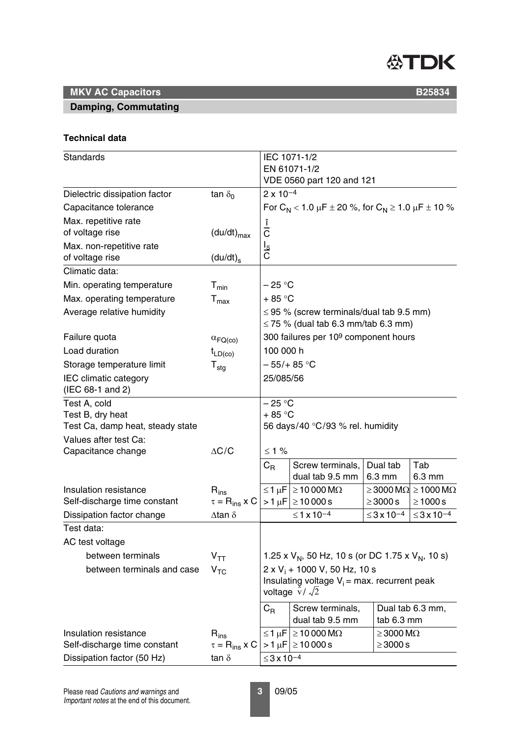## MKV AC Capacitors B25834

### Damping, Commutating

**Technical data**

| | | | | | |
|---|---|---|---|---|---|
| Standards | | IEC 1071-1/2<br>EN 61071-1/2<br>VDE 0560 part 120 and 121 | | | |
| Dielectric dissipation factor | $\tan \delta_0$ | $2 \times 10^{-4}$ | | | |
| Capacitance tolerance | | For $C_N < 1.0\ \mu F \pm 20$ %, for $C_N \geq 1.0\ \mu F \pm 10$ % | | | |
| Max. repetitive rate of voltage rise | $(du/dt)_{max}$ | $\frac{\hat{i}}{C}$ | | | |
| Max. non-repetitive rate of voltage rise | $(du/dt)_s$ | $\frac{I_S}{C}$ | | | |
| Climatic data: | | | | | |
| Min. operating temperature | $T_{min}$ | – 25 °C | | | |
| Max. operating temperature | $T_{max}$ | + 85 °C | | | |
| Average relative humidity | | ≤ 95 % (screw terminals/dual tab 9.5 mm)<br>≤ 75 % (dual tab 6.3 mm/tab 6.3 mm) | | | |
| Failure quota | $\alpha_{FQ(co)}$ | 300 failures per $10^9$ component hours | | | |
| Load duration | $t_{LD(co)}$ | 100 000 h | | | |
| Storage temperature limit | $T_{stg}$ | – 55/+ 85 °C | | | |
| IEC climatic category (IEC 68-1 and 2) | | 25/085/56 | | | |
| Test A, cold | | – 25 °C | | | |
| Test B, dry heat | | + 85 °C | | | |
| Test Ca, damp heat, steady state | | 56 days/40 °C/93 % rel. humidity | | | |
| Values after test Ca: | | | | | |
| Capacitance change | $\Delta C/C$ | ≤ 1 % | | | |
| | | $C_R$ | Screw terminals, dual tab 9.5 mm | Dual tab 6.3 mm | Tab 6.3 mm |
| Insulation resistance | $R_{ins}$ | ≤ 1 µF | ≥ 10 000 MΩ | ≥ 3000 MΩ | ≥ 1000 MΩ |
| Self-discharge time constant | $\tau = R_{ins} \times C$ | > 1 µF | ≥ 10 000 s | ≥ 3000 s | ≥ 1000 s |
| Dissipation factor change | $\Delta \tan \delta$ | | $\leq 1 \times 10^{-4}$ | $\leq 3 \times 10^{-4}$ | $\leq 3 \times 10^{-4}$ |
| Test data: | | | | | |
| AC test voltage | | | | | |
| between terminals | $V_{TT}$ | 1.25 x $V_N$, 50 Hz, 10 s (or DC 1.75 x $V_N$, 10 s) | | | |
| between terminals and case | $V_{TC}$ | 2 x $V_i$ + 1000 V, 50 Hz, 10 s<br>Insulating voltage $V_i$ = max. recurrent peak voltage $\hat{v}/\sqrt{2}$ | | | |
| | | $C_R$ | Screw terminals, dual tab 9.5 mm | Dual tab 6.3 mm, tab 6.3 mm | |
| Insulation resistance | $R_{ins}$ | ≤ 1 µF | ≥ 10 000 MΩ | ≥ 3000 MΩ | |
| Self-discharge time constant | $\tau = R_{ins} \times C$ | > 1 µF | ≥ 10 000 s | ≥ 3000 s | |
| Dissipation factor (50 Hz) | $\tan \delta$ | $\leq 3 \times 10^{-4}$ | | | |

Please read *Cautions and warnings* and *Important notes* at the end of this document.

09/05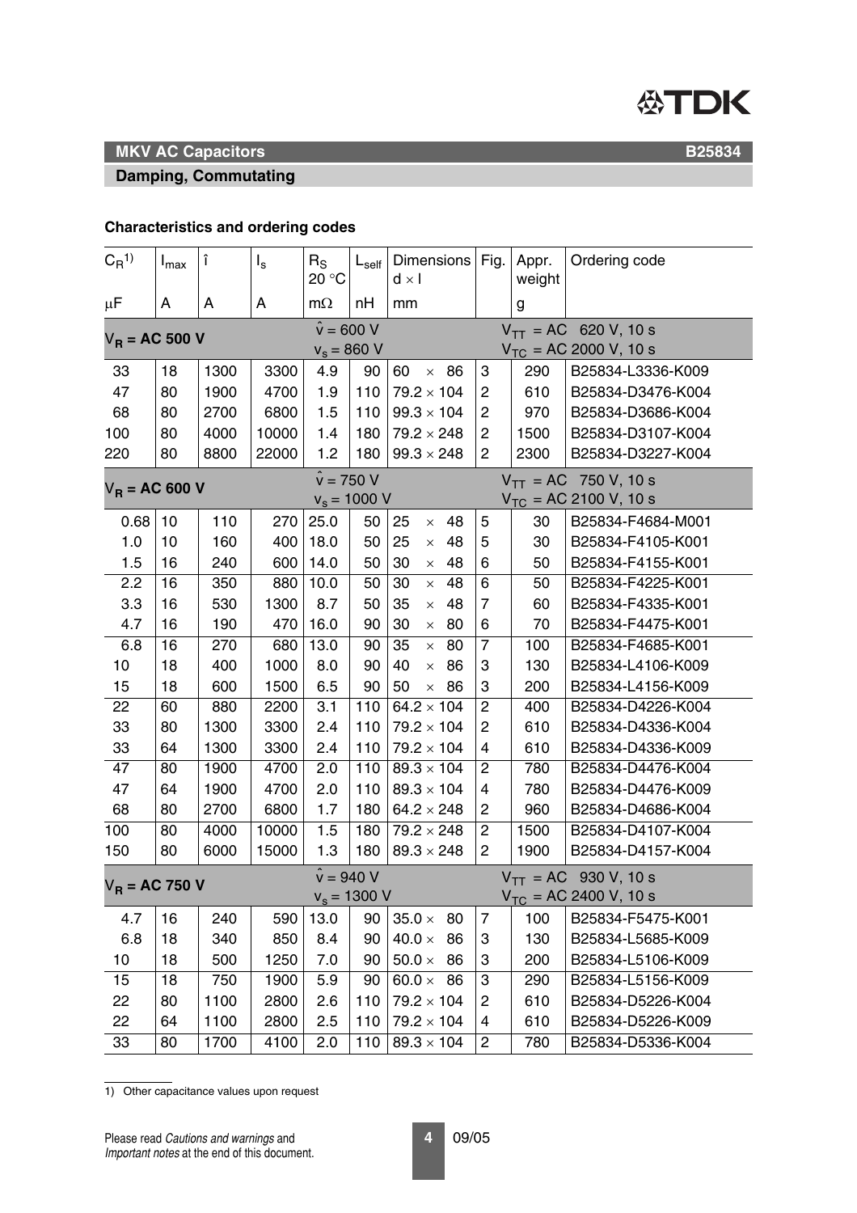## MKV AC Capacitors

B25834

### Damping, Commutating

#### Characteristics and ordering codes

| $C_R$[1] | $I_{max}$ | $\hat{i}$ | $I_s$ | $R_S$ 20 °C | $L_{self}$ | Dimensions $d \times l$ | Fig. | Appr. weight | Ordering code |
|---|---|---|---|---|---|---|---|---|---|
| µF | A | A | A | mΩ | nH | mm | | g | |
| **$V_R$ = AC 500 V** | | | | $\hat{v}$ = 600 V, $v_s$ = 860 V | | | | $V_{TT}$ = AC 620 V, 10 s; $V_{TC}$ = AC 2000 V, 10 s | |
| 33 | 18 | 1300 | 3300 | 4.9 | 90 | 60 × 86 | 3 | 290 | B25834-L3336-K009 |
| 47 | 80 | 1900 | 4700 | 1.9 | 110 | 79.2 × 104 | 2 | 610 | B25834-D3476-K004 |
| 68 | 80 | 2700 | 6800 | 1.5 | 110 | 99.3 × 104 | 2 | 970 | B25834-D3686-K004 |
| 100 | 80 | 4000 | 10000 | 1.4 | 180 | 79.2 × 248 | 2 | 1500 | B25834-D3107-K004 |
| 220 | 80 | 8800 | 22000 | 1.2 | 180 | 99.3 × 248 | 2 | 2300 | B25834-D3227-K004 |
| **$V_R$ = AC 600 V** | | | | $\hat{v}$ = 750 V, $v_s$ = 1000 V | | | | $V_{TT}$ = AC 750 V, 10 s; $V_{TC}$ = AC 2100 V, 10 s | |
| 0.68 | 10 | 110 | 270 | 25.0 | 50 | 25 × 48 | 5 | 30 | B25834-F4684-M001 |
| 1.0 | 10 | 160 | 400 | 18.0 | 50 | 25 × 48 | 5 | 30 | B25834-F4105-K001 |
| 1.5 | 16 | 240 | 600 | 14.0 | 50 | 30 × 48 | 6 | 50 | B25834-F4155-K001 |
| 2.2 | 16 | 350 | 880 | 10.0 | 50 | 30 × 48 | 6 | 50 | B25834-F4225-K001 |
| 3.3 | 16 | 530 | 1300 | 8.7 | 50 | 35 × 48 | 7 | 60 | B25834-F4335-K001 |
| 4.7 | 16 | 190 | 470 | 16.0 | 90 | 30 × 80 | 6 | 70 | B25834-F4475-K001 |
| 6.8 | 16 | 270 | 680 | 13.0 | 90 | 35 × 80 | 7 | 100 | B25834-F4685-K001 |
| 10 | 18 | 400 | 1000 | 8.0 | 90 | 40 × 86 | 3 | 130 | B25834-L4106-K009 |
| 15 | 18 | 600 | 1500 | 6.5 | 90 | 50 × 86 | 3 | 200 | B25834-L4156-K009 |
| 22 | 60 | 880 | 2200 | 3.1 | 110 | 64.2 × 104 | 2 | 400 | B25834-D4226-K004 |
| 33 | 80 | 1300 | 3300 | 2.4 | 110 | 79.2 × 104 | 2 | 610 | B25834-D4336-K004 |
| 33 | 64 | 1300 | 3300 | 2.4 | 110 | 79.2 × 104 | 4 | 610 | B25834-D4336-K009 |
| 47 | 80 | 1900 | 4700 | 2.0 | 110 | 89.3 × 104 | 2 | 780 | B25834-D4476-K004 |
| 47 | 64 | 1900 | 4700 | 2.0 | 110 | 89.3 × 104 | 4 | 780 | B25834-D4476-K009 |
| 68 | 80 | 2700 | 6800 | 1.7 | 180 | 64.2 × 248 | 2 | 960 | B25834-D4686-K004 |
| 100 | 80 | 4000 | 10000 | 1.5 | 180 | 79.2 × 248 | 2 | 1500 | B25834-D4107-K004 |
| 150 | 80 | 6000 | 15000 | 1.3 | 180 | 89.3 × 248 | 2 | 1900 | B25834-D4157-K004 |
| **$V_R$ = AC 750 V** | | | | $\hat{v}$ = 940 V, $v_s$ = 1300 V | | | | $V_{TT}$ = AC 930 V, 10 s; $V_{TC}$ = AC 2400 V, 10 s | |
| 4.7 | 16 | 240 | 590 | 13.0 | 90 | 35.0 × 80 | 7 | 100 | B25834-F5475-K001 |
| 6.8 | 18 | 340 | 850 | 8.4 | 90 | 40.0 × 86 | 3 | 130 | B25834-L5685-K009 |
| 10 | 18 | 500 | 1250 | 7.0 | 90 | 50.0 × 86 | 3 | 200 | B25834-L5106-K009 |
| 15 | 18 | 750 | 1900 | 5.9 | 90 | 60.0 × 86 | 3 | 290 | B25834-L5156-K009 |
| 22 | 80 | 1100 | 2800 | 2.6 | 110 | 79.2 × 104 | 2 | 610 | B25834-D5226-K004 |
| 22 | 64 | 1100 | 2800 | 2.5 | 110 | 79.2 × 104 | 4 | 610 | B25834-D5226-K009 |
| 33 | 80 | 1700 | 4100 | 2.0 | 110 | 89.3 × 104 | 2 | 780 | B25834-D5336-K004 |

1) Other capacitance values upon request

Please read *Cautions and warnings* and *Important notes* at the end of this document.

09/05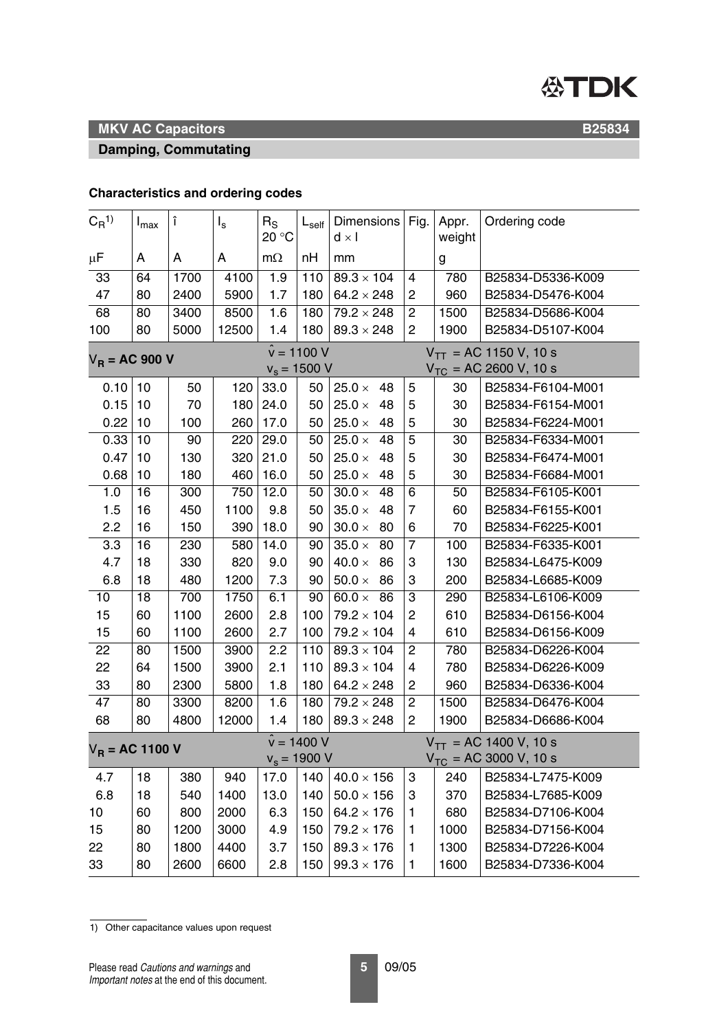**MKV AC Capacitors** **B25834**

**Damping, Commutating**

**Characteristics and ordering codes**

| $C_R$[1] | $I_{max}$ | î | $I_s$ | $R_S$ 20 °C | $L_{self}$ | Dimensions $d \times l$ | Fig. | Appr. weight | Ordering code |
|---|---|---|---|---|---|---|---|---|---|
| μF | A | A | A | mΩ | nH | mm | | g | |
| 33 | 64 | 1700 | 4100 | 1.9 | 110 | 89.3 × 104 | 4 | 780 | B25834-D5336-K009 |
| 47 | 80 | 2400 | 5900 | 1.7 | 180 | 64.2 × 248 | 2 | 960 | B25834-D5476-K004 |
| 68 | 80 | 3400 | 8500 | 1.6 | 180 | 79.2 × 248 | 2 | 1500 | B25834-D5686-K004 |
| 100 | 80 | 5000 | 12500 | 1.4 | 180 | 89.3 × 248 | 2 | 1900 | B25834-D5107-K004 |
| **$V_R$ = AC 900 V** | | | | $\hat{v}$ = 1100 V, $v_s$ = 1500 V | | | | $V_{TT}$ = AC 1150 V, 10 s; $V_{TC}$ = AC 2600 V, 10 s | |
| 0.10 | 10 | 50 | 120 | 33.0 | 50 | 25.0 × 48 | 5 | 30 | B25834-F6104-M001 |
| 0.15 | 10 | 70 | 180 | 24.0 | 50 | 25.0 × 48 | 5 | 30 | B25834-F6154-M001 |
| 0.22 | 10 | 100 | 260 | 17.0 | 50 | 25.0 × 48 | 5 | 30 | B25834-F6224-M001 |
| 0.33 | 10 | 90 | 220 | 29.0 | 50 | 25.0 × 48 | 5 | 30 | B25834-F6334-M001 |
| 0.47 | 10 | 130 | 320 | 21.0 | 50 | 25.0 × 48 | 5 | 30 | B25834-F6474-M001 |
| 0.68 | 10 | 180 | 460 | 16.0 | 50 | 25.0 × 48 | 5 | 30 | B25834-F6684-M001 |
| 1.0 | 16 | 300 | 750 | 12.0 | 50 | 30.0 × 48 | 6 | 50 | B25834-F6105-K001 |
| 1.5 | 16 | 450 | 1100 | 9.8 | 50 | 35.0 × 48 | 7 | 60 | B25834-F6155-K001 |
| 2.2 | 16 | 150 | 390 | 18.0 | 90 | 30.0 × 80 | 6 | 70 | B25834-F6225-K001 |
| 3.3 | 16 | 230 | 580 | 14.0 | 90 | 35.0 × 80 | 7 | 100 | B25834-F6335-K001 |
| 4.7 | 18 | 330 | 820 | 9.0 | 90 | 40.0 × 86 | 3 | 130 | B25834-L6475-K009 |
| 6.8 | 18 | 480 | 1200 | 7.3 | 90 | 50.0 × 86 | 3 | 200 | B25834-L6685-K009 |
| 10 | 18 | 700 | 1750 | 6.1 | 90 | 60.0 × 86 | 3 | 290 | B25834-L6106-K009 |
| 15 | 60 | 1100 | 2600 | 2.8 | 100 | 79.2 × 104 | 2 | 610 | B25834-D6156-K004 |
| 15 | 60 | 1100 | 2600 | 2.7 | 100 | 79.2 × 104 | 4 | 610 | B25834-D6156-K009 |
| 22 | 80 | 1500 | 3900 | 2.2 | 110 | 89.3 × 104 | 2 | 780 | B25834-D6226-K004 |
| 22 | 64 | 1500 | 3900 | 2.1 | 110 | 89.3 × 104 | 4 | 780 | B25834-D6226-K009 |
| 33 | 80 | 2300 | 5800 | 1.8 | 180 | 64.2 × 248 | 2 | 960 | B25834-D6336-K004 |
| 47 | 80 | 3300 | 8200 | 1.6 | 180 | 79.2 × 248 | 2 | 1500 | B25834-D6476-K004 |
| 68 | 80 | 4800 | 12000 | 1.4 | 180 | 89.3 × 248 | 2 | 1900 | B25834-D6686-K004 |
| **$V_R$ = AC 1100 V** | | | | $\hat{v}$ = 1400 V, $v_s$ = 1900 V | | | | $V_{TT}$ = AC 1400 V, 10 s; $V_{TC}$ = AC 3000 V, 10 s | |
| 4.7 | 18 | 380 | 940 | 17.0 | 140 | 40.0 × 156 | 3 | 240 | B25834-L7475-K009 |
| 6.8 | 18 | 540 | 1400 | 13.0 | 140 | 50.0 × 156 | 3 | 370 | B25834-L7685-K009 |
| 10 | 60 | 800 | 2000 | 6.3 | 150 | 64.2 × 176 | 1 | 680 | B25834-D7106-K004 |
| 15 | 80 | 1200 | 3000 | 4.9 | 150 | 79.2 × 176 | 1 | 1000 | B25834-D7156-K004 |
| 22 | 80 | 1800 | 4400 | 3.7 | 150 | 89.3 × 176 | 1 | 1300 | B25834-D7226-K004 |
| 33 | 80 | 2600 | 6600 | 2.8 | 150 | 99.3 × 176 | 1 | 1600 | B25834-D7336-K004 |

1) Other capacitance values upon request

Please read *Cautions and warnings* and *Important notes* at the end of this document.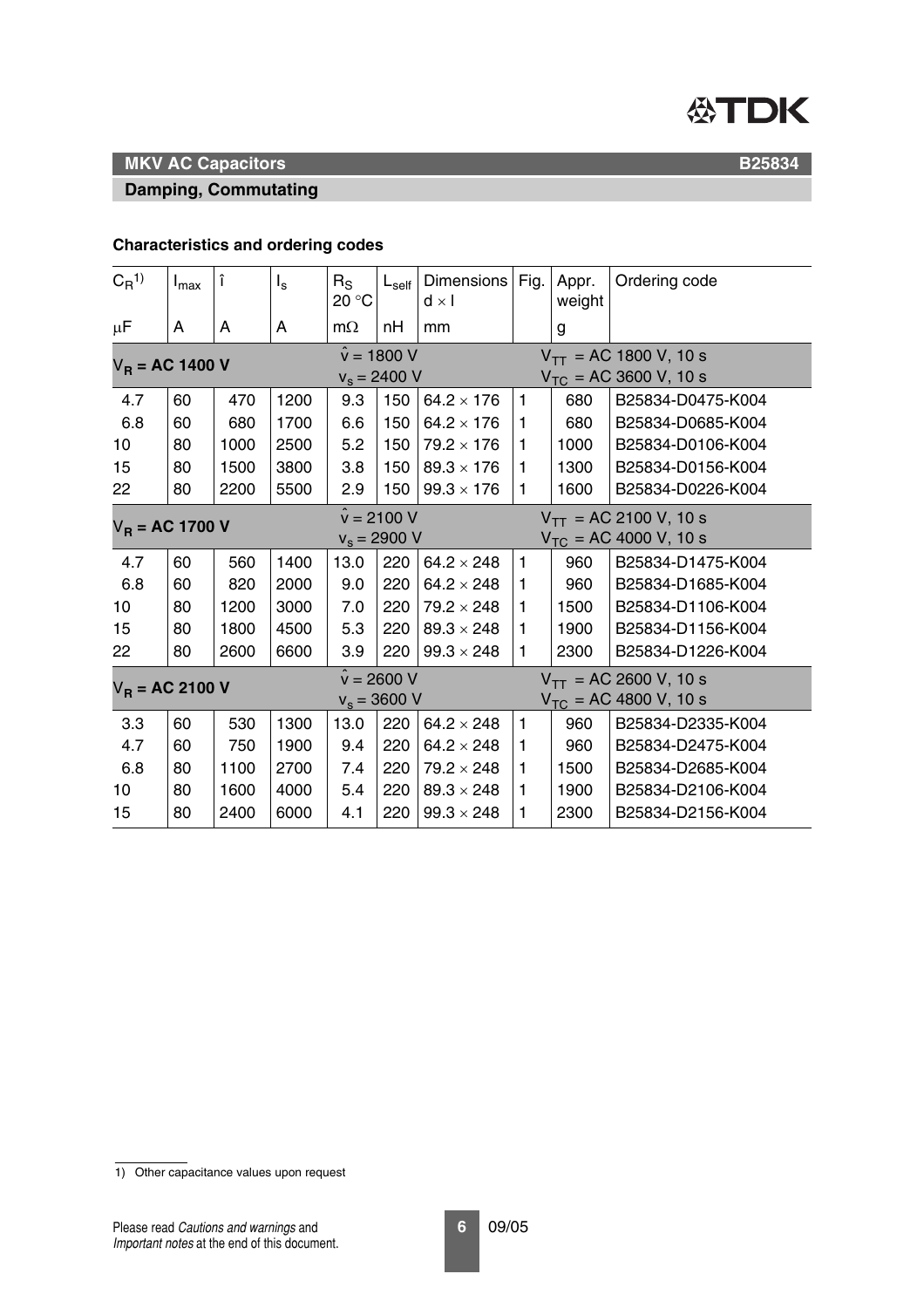## MKV AC Capacitors

**B25834**

### Damping, Commutating

#### Characteristics and ordering codes

| $C_R$[1] | $I_{max}$ | $\hat{i}$ | $I_s$ | $R_S$ 20 °C | $L_{self}$ | Dimensions d × l | Fig. | Appr. weight | Ordering code |
|---|---|---|---|---|---|---|---|---|---|
| µF | A | A | A | mΩ | nH | mm | | g | |
| **$V_R$ = AC 1400 V** | | | | $\hat{v}$ = 1800 V, $v_s$ = 2400 V | | | | | $V_{TT}$ = AC 1800 V, 10 s; $V_{TC}$ = AC 3600 V, 10 s |
| 4.7 | 60 | 470 | 1200 | 9.3 | 150 | 64.2 × 176 | 1 | 680 | B25834-D0475-K004 |
| 6.8 | 60 | 680 | 1700 | 6.6 | 150 | 64.2 × 176 | 1 | 680 | B25834-D0685-K004 |
| 10 | 80 | 1000 | 2500 | 5.2 | 150 | 79.2 × 176 | 1 | 1000 | B25834-D0106-K004 |
| 15 | 80 | 1500 | 3800 | 3.8 | 150 | 89.3 × 176 | 1 | 1300 | B25834-D0156-K004 |
| 22 | 80 | 2200 | 5500 | 2.9 | 150 | 99.3 × 176 | 1 | 1600 | B25834-D0226-K004 |
| **$V_R$ = AC 1700 V** | | | | $\hat{v}$ = 2100 V, $v_s$ = 2900 V | | | | | $V_{TT}$ = AC 2100 V, 10 s; $V_{TC}$ = AC 4000 V, 10 s |
| 4.7 | 60 | 560 | 1400 | 13.0 | 220 | 64.2 × 248 | 1 | 960 | B25834-D1475-K004 |
| 6.8 | 60 | 820 | 2000 | 9.0 | 220 | 64.2 × 248 | 1 | 960 | B25834-D1685-K004 |
| 10 | 80 | 1200 | 3000 | 7.0 | 220 | 79.2 × 248 | 1 | 1500 | B25834-D1106-K004 |
| 15 | 80 | 1800 | 4500 | 5.3 | 220 | 89.3 × 248 | 1 | 1900 | B25834-D1156-K004 |
| 22 | 80 | 2600 | 6600 | 3.9 | 220 | 99.3 × 248 | 1 | 2300 | B25834-D1226-K004 |
| **$V_R$ = AC 2100 V** | | | | $\hat{v}$ = 2600 V, $v_s$ = 3600 V | | | | | $V_{TT}$ = AC 2600 V, 10 s; $V_{TC}$ = AC 4800 V, 10 s |
| 3.3 | 60 | 530 | 1300 | 13.0 | 220 | 64.2 × 248 | 1 | 960 | B25834-D2335-K004 |
| 4.7 | 60 | 750 | 1900 | 9.4 | 220 | 64.2 × 248 | 1 | 960 | B25834-D2475-K004 |
| 6.8 | 80 | 1100 | 2700 | 7.4 | 220 | 79.2 × 248 | 1 | 1500 | B25834-D2685-K004 |
| 10 | 80 | 1600 | 4000 | 5.4 | 220 | 89.3 × 248 | 1 | 1900 | B25834-D2106-K004 |
| 15 | 80 | 2400 | 6000 | 4.1 | 220 | 99.3 × 248 | 1 | 2300 | B25834-D2156-K004 |

[1] Other capacitance values upon request

Please read *Cautions and warnings* and *Important notes* at the end of this document.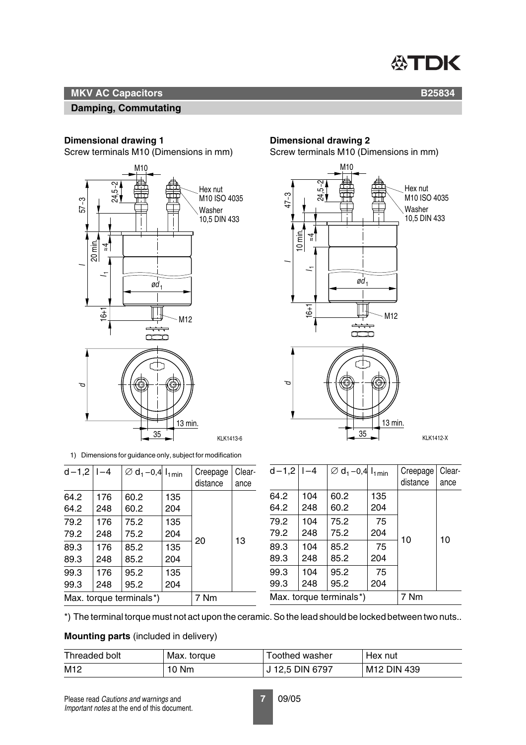**MKV AC Capacitors**

**Damping, Commutating**

**Dimensional drawing 1**

Screw terminals M10 (Dimensions in mm)

**Dimensional drawing 2**

Screw terminals M10 (Dimensions in mm)

1) Dimensions for guidance only, subject for modification

| $d-1{,}2$ | $l-4$ | $\varnothing\ d_1-0{,}4$ | $l_{1\,min}$ | Creepage distance | Clearance |
|---|---|---|---|---|---|
| 64.2 | 176 | 60.2 | 135 | 20 | 13 |
| 64.2 | 248 | 60.2 | 204 | | |
| 79.2 | 176 | 75.2 | 135 | | |
| 79.2 | 248 | 75.2 | 204 | | |
| 89.3 | 176 | 85.2 | 135 | | |
| 89.3 | 248 | 85.2 | 204 | | |
| 99.3 | 176 | 95.2 | 135 | | |
| 99.3 | 248 | 95.2 | 204 | | |
| Max. torque terminals*) | | | | 7 Nm | |

| $d-1{,}2$ | $l-4$ | $\varnothing\ d_1-0{,}4$ | $l_{1\,min}$ | Creepage distance | Clearance |
|---|---|---|---|---|---|
| 64.2 | 104 | 60.2 | 135 | 10 | 10 |
| 64.2 | 248 | 60.2 | 204 | | |
| 79.2 | 104 | 75.2 | 75 | | |
| 79.2 | 248 | 75.2 | 204 | | |
| 89.3 | 104 | 85.2 | 75 | | |
| 89.3 | 248 | 85.2 | 204 | | |
| 99.3 | 104 | 95.2 | 75 | | |
| 99.3 | 248 | 95.2 | 204 | | |
| Max. torque terminals*) | | | | 7 Nm | |

*) The terminal torque must not act upon the ceramic. So the lead should be locked between two nuts..

**Mounting parts** (included in delivery)

| Threaded bolt | Max. torque | Toothed washer | Hex nut |
|---|---|---|---|
| M12 | 10 Nm | J 12,5 DIN 6797 | M12 DIN 439 |

Please read *Cautions and warnings* and *Important notes* at the end of this document.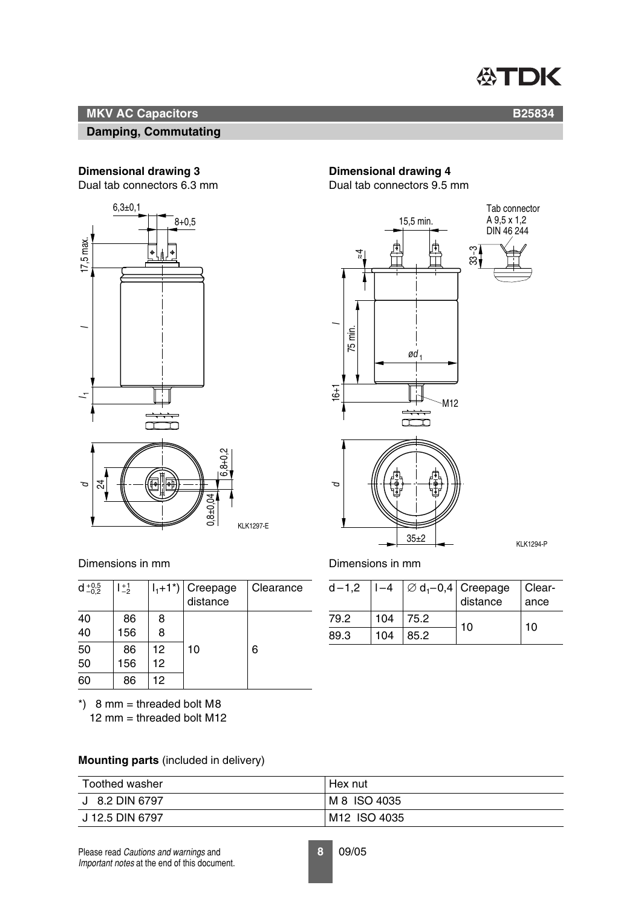## MKV AC Capacitors — B25834

### Damping, Commutating

**Dimensional drawing 3**

Dual tab connectors 6.3 mm

**Dimensional drawing 4**

Dual tab connectors 9.5 mm

Dimensions in mm

| $d^{+0,5}_{-0,2}$ | $l^{+1}_{-2}$ | $l_1$+1*) | Creepage distance | Clearance |
|---|---|---|---|---|
| 40 | 86 | 8 | 10 | 6 |
| 40 | 156 | 8 | | |
| 50 | 86 | 12 | | |
| 50 | 156 | 12 | | |
| 60 | 86 | 12 | | |

*) 8 mm = threaded bolt M8
12 mm = threaded bolt M12

Dimensions in mm

| d – 1,2 | l – 4 | ∅ $d_1$ – 0,4 | Creepage distance | Clearance |
|---|---|---|---|---|
| 79.2 | 104 | 75.2 | 10 | 10 |
| 89.3 | 104 | 85.2 | | |

**Mounting parts** (included in delivery)

| Toothed washer | Hex nut |
|---|---|
| J 8.2 DIN 6797 | M 8 ISO 4035 |
| J 12.5 DIN 6797 | M12 ISO 4035 |

Please read *Cautions and warnings* and *Important notes* at the end of this document.

09/05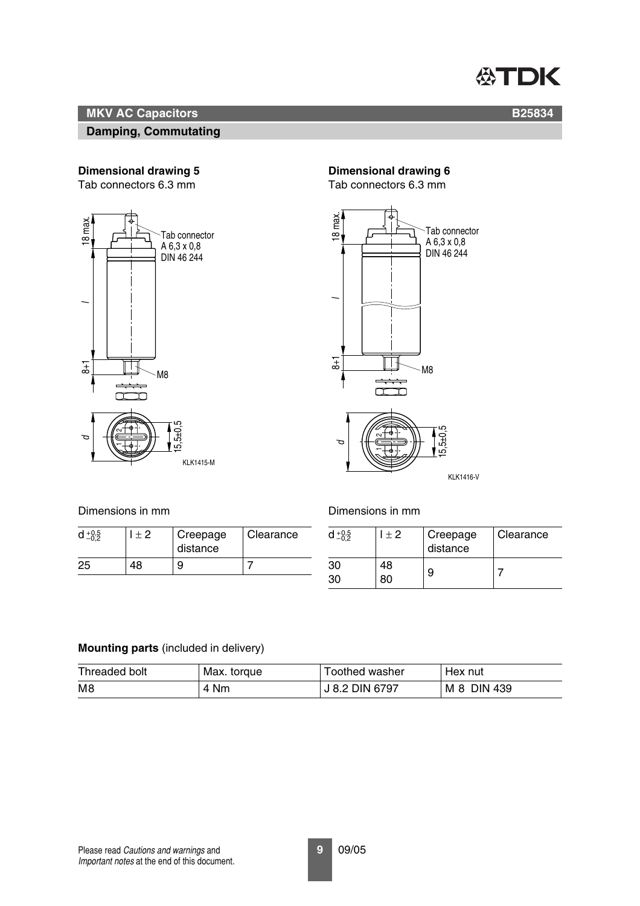## MKV AC Capacitors

### Damping, Commutating

**Dimensional drawing 5**
Tab connectors 6.3 mm

Dimensions in mm

| $d^{+0,5}_{-0,2}$ | $l \pm 2$ | Creepage distance | Clearance |
|---|---|---|---|
| 25 | 48 | 9 | 7 |

**Dimensional drawing 6**
Tab connectors 6.3 mm

Dimensions in mm

| $d^{+0,5}_{-0,2}$ | $l \pm 2$ | Creepage distance | Clearance |
|---|---|---|---|
| 30<br>30 | 48<br>80 | 9 | 7 |

**Mounting parts** (included in delivery)

| Threaded bolt | Max. torque | Toothed washer | Hex nut |
|---|---|---|---|
| M8 | 4 Nm | J 8.2 DIN 6797 | M 8 DIN 439 |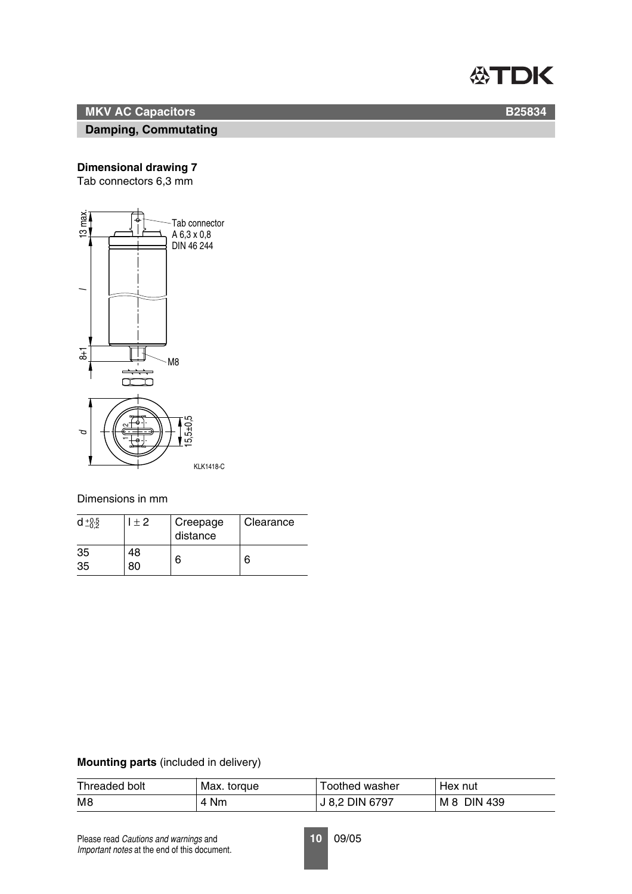## MKV AC Capacitors B25834

### Damping, Commutating

**Dimensional drawing 7**

Tab connectors 6,3 mm

Tab connector
A 6,3 x 0,8
DIN 46 244

13 max.

$l$

8±1

M8

$d$

15,5±0,5

KLK1418-C

Dimensions in mm

| $d^{+0,5}_{-0,2}$ | $l \pm 2$ | Creepage distance | Clearance |
|---|---|---|---|
| 35<br>35 | 48<br>80 | 6 | 6 |

**Mounting parts** (included in delivery)

| Threaded bolt | Max. torque | Toothed washer | Hex nut |
|---|---|---|---|
| M8 | 4 Nm | J 8,2 DIN 6797 | M 8 DIN 439 |

Please read *Cautions and warnings* and *Important notes* at the end of this document.

09/05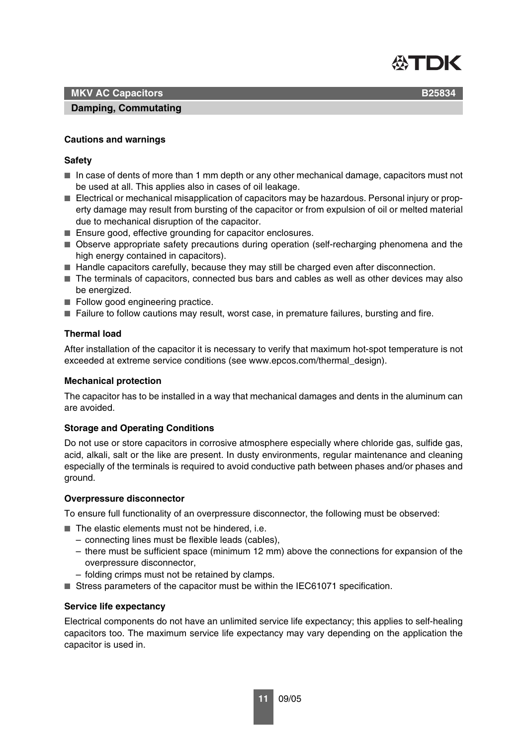## Cautions and warnings

### Safety

- In case of dents of more than 1 mm depth or any other mechanical damage, capacitors must not be used at all. This applies also in cases of oil leakage.
- Electrical or mechanical misapplication of capacitors may be hazardous. Personal injury or property damage may result from bursting of the capacitor or from expulsion of oil or melted material due to mechanical disruption of the capacitor.
- Ensure good, effective grounding for capacitor enclosures.
- Observe appropriate safety precautions during operation (self-recharging phenomena and the high energy contained in capacitors).
- Handle capacitors carefully, because they may still be charged even after disconnection.
- The terminals of capacitors, connected bus bars and cables as well as other devices may also be energized.
- Follow good engineering practice.
- Failure to follow cautions may result, worst case, in premature failures, bursting and fire.

### Thermal load

After installation of the capacitor it is necessary to verify that maximum hot-spot temperature is not exceeded at extreme service conditions (see www.epcos.com/thermal_design).

### Mechanical protection

The capacitor has to be installed in a way that mechanical damages and dents in the aluminum can are avoided.

### Storage and Operating Conditions

Do not use or store capacitors in corrosive atmosphere especially where chloride gas, sulfide gas, acid, alkali, salt or the like are present. In dusty environments, regular maintenance and cleaning especially of the terminals is required to avoid conductive path between phases and/or phases and ground.

### Overpressure disconnector

To ensure full functionality of an overpressure disconnector, the following must be observed:

- The elastic elements must not be hindered, i.e.
  - connecting lines must be flexible leads (cables),
  - there must be sufficient space (minimum 12 mm) above the connections for expansion of the overpressure disconnector,
  - folding crimps must not be retained by clamps.
- Stress parameters of the capacitor must be within the IEC61071 specification.

### Service life expectancy

Electrical components do not have an unlimited service life expectancy; this applies to self-healing capacitors too. The maximum service life expectancy may vary depending on the application the capacitor is used in.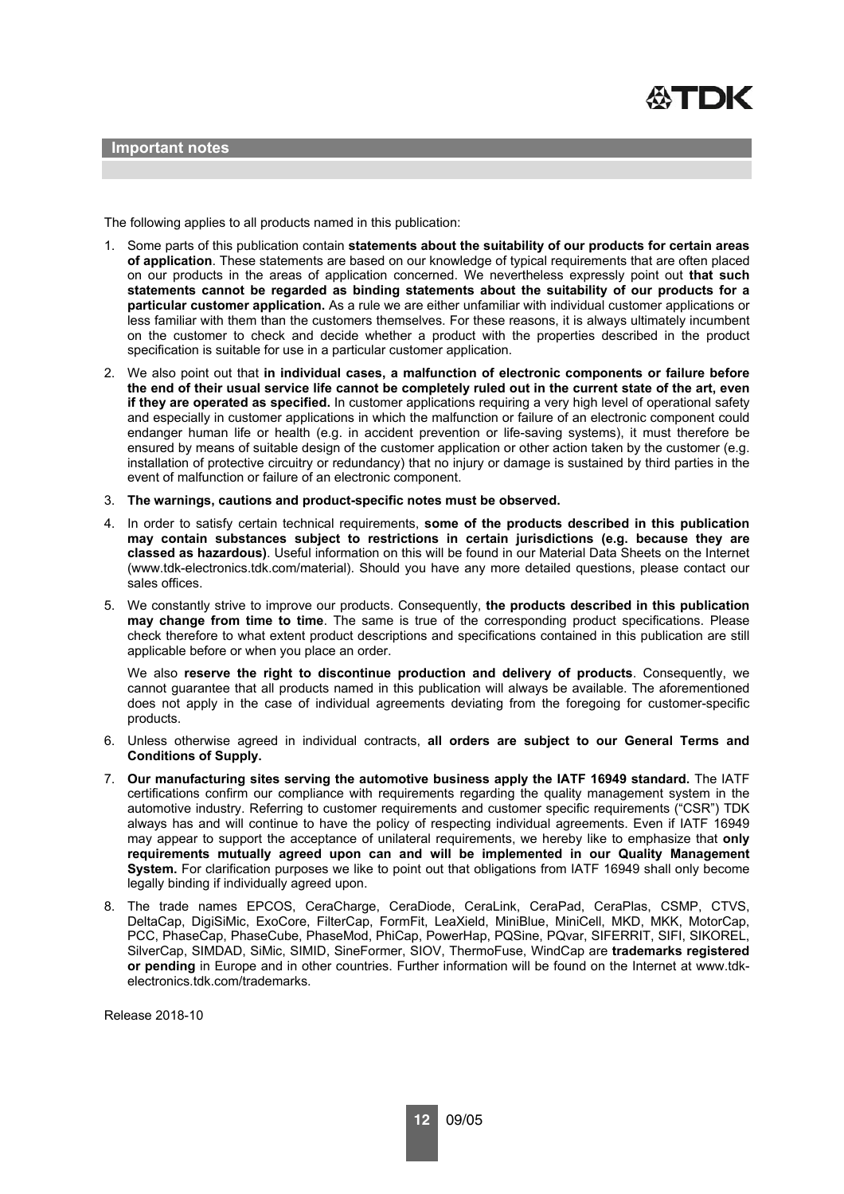## Important notes

The following applies to all products named in this publication:

1. Some parts of this publication contain **statements about the suitability of our products for certain areas of application**. These statements are based on our knowledge of typical requirements that are often placed on our products in the areas of application concerned. We nevertheless expressly point out **that such statements cannot be regarded as binding statements about the suitability of our products for a particular customer application.** As a rule we are either unfamiliar with individual customer applications or less familiar with them than the customers themselves. For these reasons, it is always ultimately incumbent on the customer to check and decide whether a product with the properties described in the product specification is suitable for use in a particular customer application.
2. We also point out that **in individual cases, a malfunction of electronic components or failure before the end of their usual service life cannot be completely ruled out in the current state of the art, even if they are operated as specified.** In customer applications requiring a very high level of operational safety and especially in customer applications in which the malfunction or failure of an electronic component could endanger human life or health (e.g. in accident prevention or life-saving systems), it must therefore be ensured by means of suitable design of the customer application or other action taken by the customer (e.g. installation of protective circuitry or redundancy) that no injury or damage is sustained by third parties in the event of malfunction or failure of an electronic component.
3. **The warnings, cautions and product-specific notes must be observed.**
4. In order to satisfy certain technical requirements, **some of the products described in this publication may contain substances subject to restrictions in certain jurisdictions (e.g. because they are classed as hazardous)**. Useful information on this will be found in our Material Data Sheets on the Internet (www.tdk-electronics.tdk.com/material). Should you have any more detailed questions, please contact our sales offices.
5. We constantly strive to improve our products. Consequently, **the products described in this publication may change from time to time**. The same is true of the corresponding product specifications. Please check therefore to what extent product descriptions and specifications contained in this publication are still applicable before or when you place an order.

   We also **reserve the right to discontinue production and delivery of products**. Consequently, we cannot guarantee that all products named in this publication will always be available. The aforementioned does not apply in the case of individual agreements deviating from the foregoing for customer-specific products.
6. Unless otherwise agreed in individual contracts, **all orders are subject to our General Terms and Conditions of Supply.**
7. **Our manufacturing sites serving the automotive business apply the IATF 16949 standard.** The IATF certifications confirm our compliance with requirements regarding the quality management system in the automotive industry. Referring to customer requirements and customer specific requirements ("CSR") TDK always has and will continue to have the policy of respecting individual agreements. Even if IATF 16949 may appear to support the acceptance of unilateral requirements, we hereby like to emphasize that **only requirements mutually agreed upon can and will be implemented in our Quality Management System.** For clarification purposes we like to point out that obligations from IATF 16949 shall only become legally binding if individually agreed upon.
8. The trade names EPCOS, CeraCharge, CeraDiode, CeraLink, CeraPad, CeraPlas, CSMP, CTVS, DeltaCap, DigiSiMic, ExoCore, FilterCap, FormFit, LeaXield, MiniBlue, MiniCell, MKD, MKK, MotorCap, PCC, PhaseCap, PhaseCube, PhaseMod, PhiCap, PowerHap, PQSine, PQvar, SIFERRIT, SIFI, SIKOREL, SilverCap, SIMDAD, SiMic, SIMID, SineFormer, SIOV, ThermoFuse, WindCap are **trademarks registered or pending** in Europe and in other countries. Further information will be found on the Internet at www.tdk-electronics.tdk.com/trademarks.

Release 2018-10